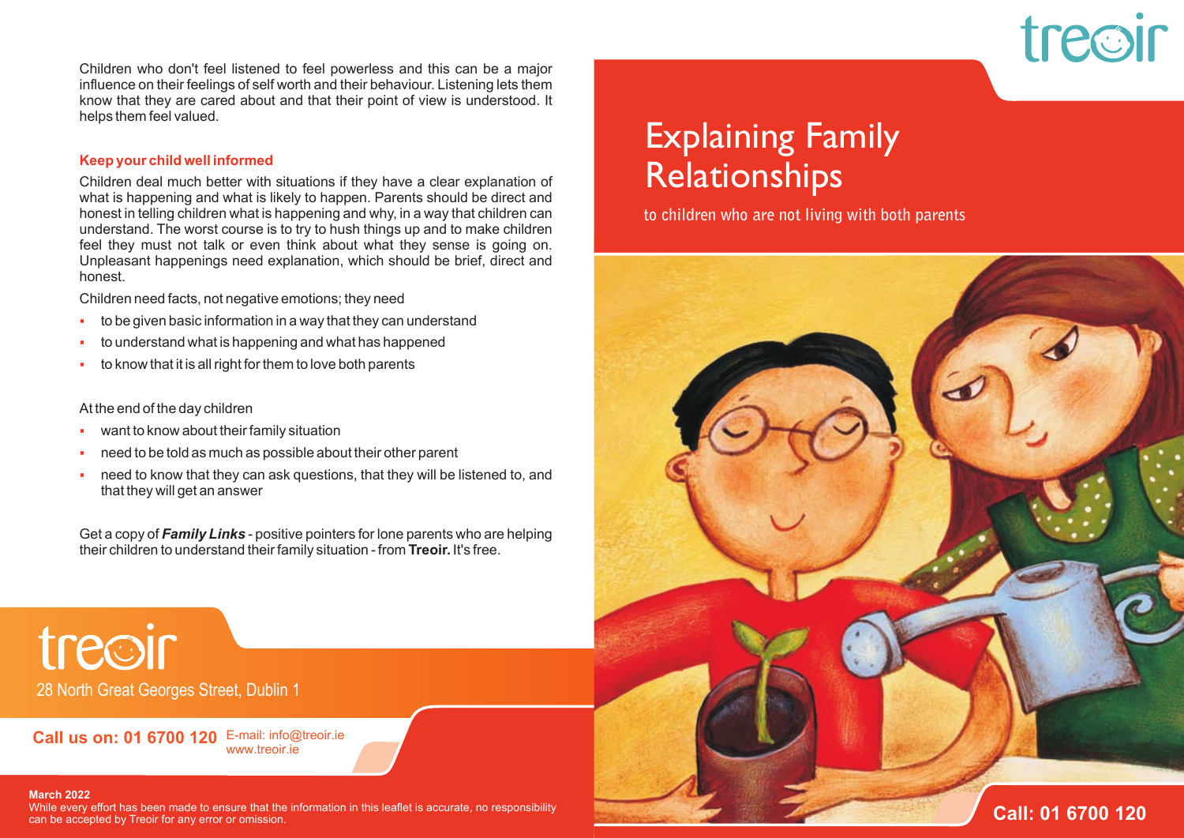Children who don't feel listened to feel powerless and this can be a major influence on their feelings of self worth and their behaviour. Listening lets them know that they are cared about and that their point of view is understood. It helps them feel valued.

### Keep your child well informed

Children deal much better with situations if they have a clear explanation of what is happening and what is likely to happen. Parents should be direct and honest in telling children what is happening and why, in a way that children can understand. The worst course is to try to hush things up and to make children feel they must not talk or even think about what they sense is going on. Unpleasant happenings need explanation, which should be brief, direct and honest.

Children need facts, not negative emotions; they need

- to be given basic information in a way that they can understand
- to understand what is happening and what has happened
- to know that it is all right for them to love both parents

At the end of the day children

- want to know about their family situation
- need to be told as much as possible about their other parent
- need to know that they can ask questions, that they will be listened to, and that they will get an answer

Get a copy of ***Family Links*** - positive pointers for lone parents who are helping their children to understand their family situation - from **Treoir.** It's free.

treoir

28 North Great Georges Street, Dublin 1

**Call us on: 01 6700 120** E-mail: info@treoir.ie
www.treoir.ie

**March 2022**
While every effort has been made to ensure that the information in this leaflet is accurate, no responsibility can be accepted by Treoir for any error or omission.

treoir

# Explaining Family Relationships

to children who are not living with both parents

**Call: 01 6700 120**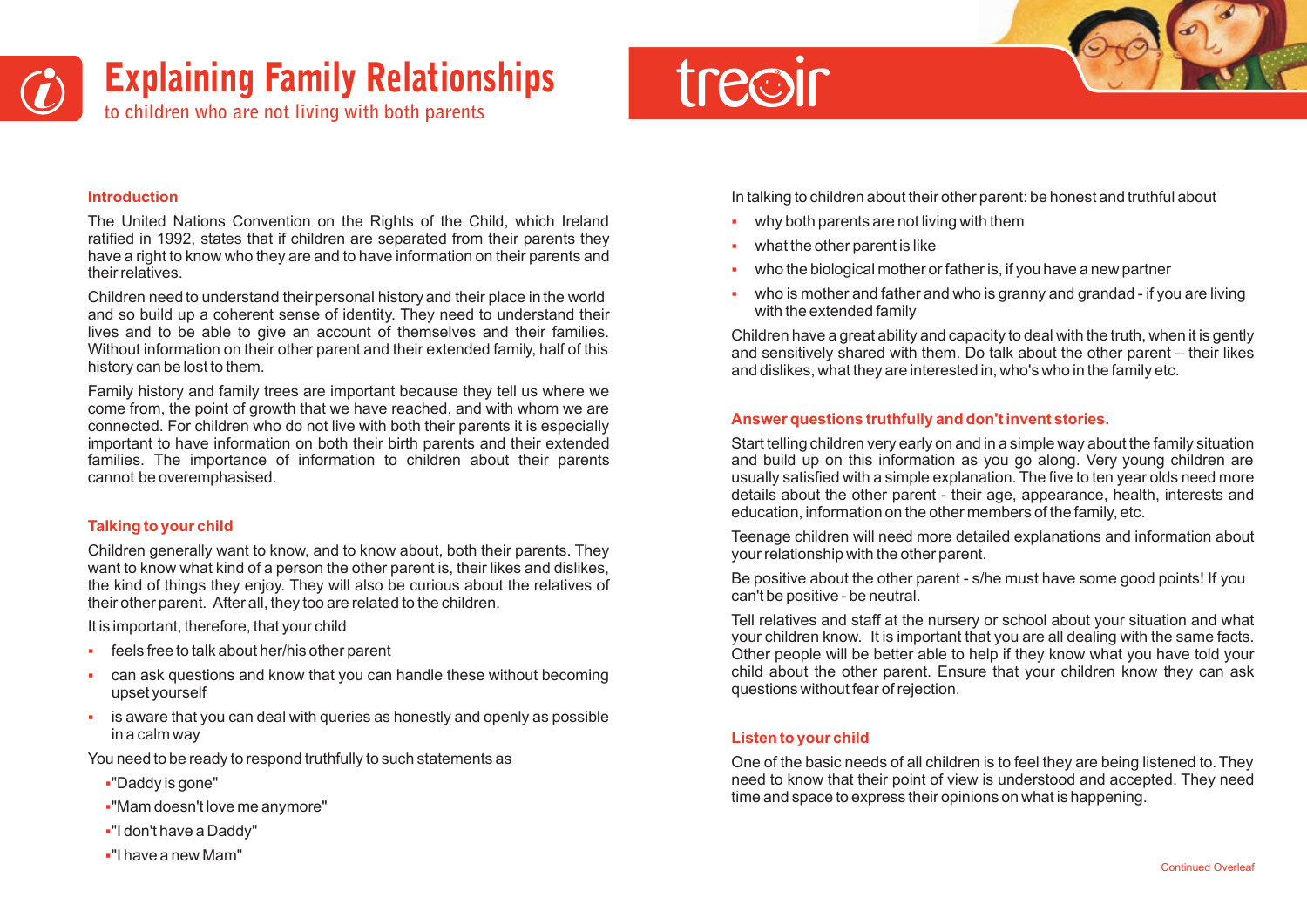# Explaining Family Relationships

to children who are not living with both parents

treoir

## Introduction

The United Nations Convention on the Rights of the Child, which Ireland ratified in 1992, states that if children are separated from their parents they have a right to know who they are and to have information on their parents and their relatives.

Children need to understand their personal history and their place in the world and so build up a coherent sense of identity. They need to understand their lives and to be able to give an account of themselves and their families. Without information on their other parent and their extended family, half of this history can be lost to them.

Family history and family trees are important because they tell us where we come from, the point of growth that we have reached, and with whom we are connected. For children who do not live with both their parents it is especially important to have information on both their birth parents and their extended families. The importance of information to children about their parents cannot be overemphasised.

## Talking to your child

Children generally want to know, and to know about, both their parents. They want to know what kind of a person the other parent is, their likes and dislikes, the kind of things they enjoy. They will also be curious about the relatives of their other parent. After all, they too are related to the children.

It is important, therefore, that your child

- feels free to talk about her/his other parent
- can ask questions and know that you can handle these without becoming upset yourself
- is aware that you can deal with queries as honestly and openly as possible in a calm way

You need to be ready to respond truthfully to such statements as

- "Daddy is gone"
- "Mam doesn't love me anymore"
- "I don't have a Daddy"
- "I have a new Mam"

In talking to children about their other parent: be honest and truthful about

- why both parents are not living with them
- what the other parent is like
- who the biological mother or father is, if you have a new partner
- who is mother and father and who is granny and grandad - if you are living with the extended family

Children have a great ability and capacity to deal with the truth, when it is gently and sensitively shared with them. Do talk about the other parent – their likes and dislikes, what they are interested in, who's who in the family etc.

## Answer questions truthfully and don't invent stories.

Start telling children very early on and in a simple way about the family situation and build up on this information as you go along. Very young children are usually satisfied with a simple explanation. The five to ten year olds need more details about the other parent - their age, appearance, health, interests and education, information on the other members of the family, etc.

Teenage children will need more detailed explanations and information about your relationship with the other parent.

Be positive about the other parent - s/he must have some good points! If you can't be positive - be neutral.

Tell relatives and staff at the nursery or school about your situation and what your children know. It is important that you are all dealing with the same facts. Other people will be better able to help if they know what you have told your child about the other parent. Ensure that your children know they can ask questions without fear of rejection.

## Listen to your child

One of the basic needs of all children is to feel they are being listened to. They need to know that their point of view is understood and accepted. They need time and space to express their opinions on what is happening.

Continued Overleaf